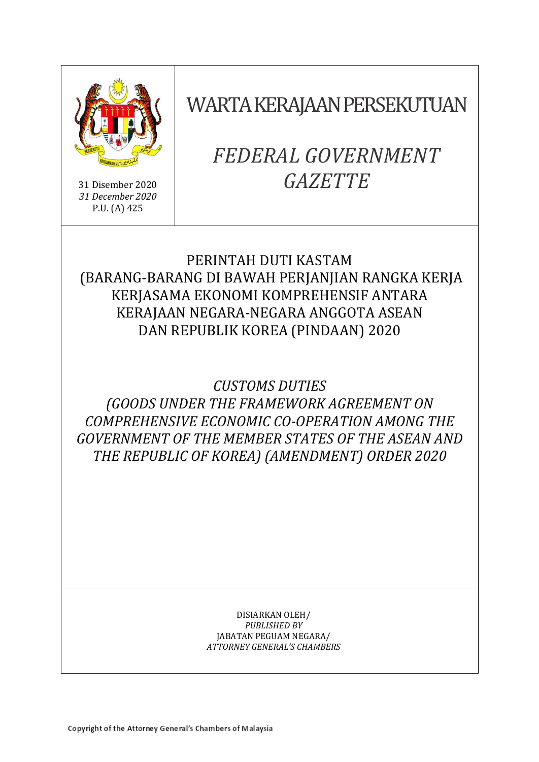31 Disember 2020
*31 December 2020*
P.U. (A) 425

# WARTA KERAJAAN PERSEKUTUAN

# *FEDERAL GOVERNMENT GAZETTE*

## PERINTAH DUTI KASTAM (BARANG-BARANG DI BAWAH PERJANJIAN RANGKA KERJA KERJASAMA EKONOMI KOMPREHENSIF ANTARA KERAJAAN NEGARA-NEGARA ANGGOTA ASEAN DAN REPUBLIK KOREA (PINDAAN) 2020

## *CUSTOMS DUTIES (GOODS UNDER THE FRAMEWORK AGREEMENT ON COMPREHENSIVE ECONOMIC CO-OPERATION AMONG THE GOVERNMENT OF THE MEMBER STATES OF THE ASEAN AND THE REPUBLIC OF KOREA) (AMENDMENT) ORDER 2020*

DISIARKAN OLEH/
*PUBLISHED BY*
JABATAN PEGUAM NEGARA/
*ATTORNEY GENERAL'S CHAMBERS*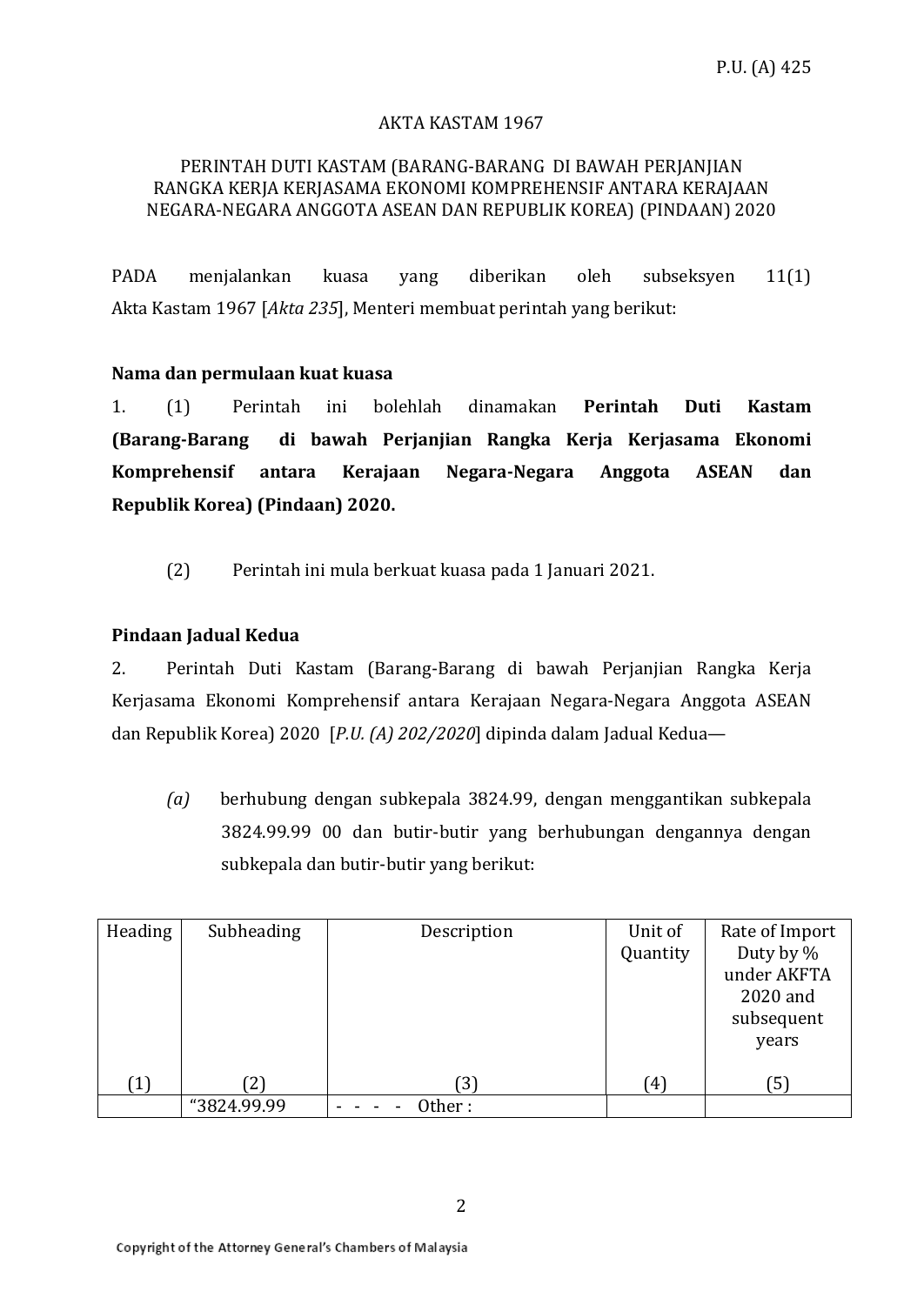P.U. (A) 425

AKTA KASTAM 1967

PERINTAH DUTI KASTAM (BARANG-BARANG DI BAWAH PERJANJIAN RANGKA KERJA KERJASAMA EKONOMI KOMPREHENSIF ANTARA KERAJAAN NEGARA-NEGARA ANGGOTA ASEAN DAN REPUBLIK KOREA) (PINDAAN) 2020

PADA menjalankan kuasa yang diberikan oleh subseksyen 11(1) Akta Kastam 1967 [*Akta 235*], Menteri membuat perintah yang berikut:

**Nama dan permulaan kuat kuasa**

1. (1) Perintah ini bolehlah dinamakan **Perintah Duti Kastam (Barang-Barang di bawah Perjanjian Rangka Kerja Kerjasama Ekonomi Komprehensif antara Kerajaan Negara-Negara Anggota ASEAN dan Republik Korea) (Pindaan) 2020.**

(2) Perintah ini mula berkuat kuasa pada 1 Januari 2021.

**Pindaan Jadual Kedua**

2. Perintah Duti Kastam (Barang-Barang di bawah Perjanjian Rangka Kerja Kerjasama Ekonomi Komprehensif antara Kerajaan Negara-Negara Anggota ASEAN dan Republik Korea) 2020 [*P.U. (A) 202/2020*] dipinda dalam Jadual Kedua—

*(a)* berhubung dengan subkepala 3824.99, dengan menggantikan subkepala 3824.99.99 00 dan butir-butir yang berhubungan dengannya dengan subkepala dan butir-butir yang berikut:

| Heading | Subheading | Description | Unit of Quantity | Rate of Import Duty by % under AKFTA 2020 and subsequent years |
|---|---|---|---|---|
| (1) | (2) | (3) | (4) | (5) |
| | “3824.99.99 | - - - - Other : | | |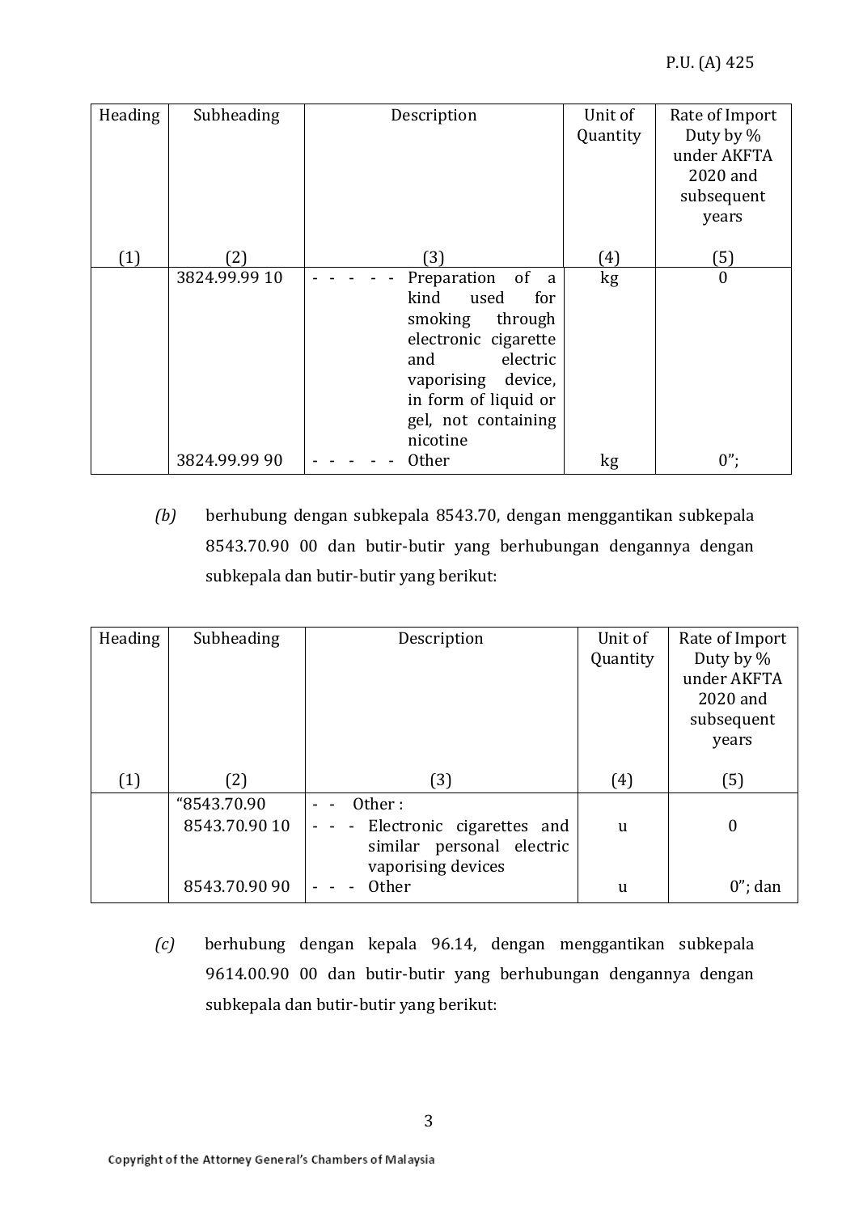| Heading | Subheading | Description | Unit of Quantity | Rate of Import Duty by % under AKFTA 2020 and subsequent years |
|---|---|---|---|---|
| (1) | (2) | (3) | (4) | (5) |
| | 3824.99.99 10 | - - - - - Preparation of a kind used for smoking through electronic cigarette and electric vaporising device, in form of liquid or gel, not containing nicotine | kg | 0 |
| | 3824.99.99 90 | - - - - - Other | kg | 0”; |

*(b)* berhubung dengan subkepala 8543.70, dengan menggantikan subkepala 8543.70.90 00 dan butir-butir yang berhubungan dengannya dengan subkepala dan butir-butir yang berikut:

| Heading | Subheading | Description | Unit of Quantity | Rate of Import Duty by % under AKFTA 2020 and subsequent years |
|---|---|---|---|---|
| (1) | (2) | (3) | (4) | (5) |
| | “8543.70.90 | - - Other : | | |
| | 8543.70.90 10 | - - - Electronic cigarettes and similar personal electric vaporising devices | u | 0 |
| | 8543.70.90 90 | - - - Other | u | 0”; dan |

*(c)* berhubung dengan kepala 96.14, dengan menggantikan subkepala 9614.00.90 00 dan butir-butir yang berhubungan dengannya dengan subkepala dan butir-butir yang berikut: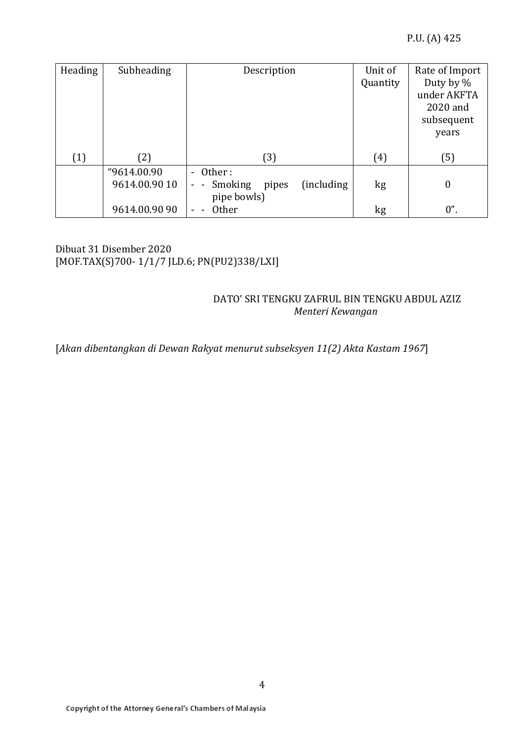| Heading | Subheading | Description | Unit of Quantity | Rate of Import Duty by % under AKFTA 2020 and subsequent years |
|---|---|---|---|---|
| (1) | (2) | (3) | (4) | (5) |
| | "9614.00.90 | - Other : | | |
| | 9614.00.90 10 | - - Smoking pipes (including pipe bowls) | kg | 0 |
| | 9614.00.90 90 | - - Other | kg | 0". |

Dibuat 31 Disember 2020
[MOF.TAX(S)700- 1/1/7 JLD.6; PN(PU2)338/LXI]

DATO' SRI TENGKU ZAFRUL BIN TENGKU ABDUL AZIZ
*Menteri Kewangan*

[*Akan dibentangkan di Dewan Rakyat menurut subseksyen 11(2) Akta Kastam 1967*]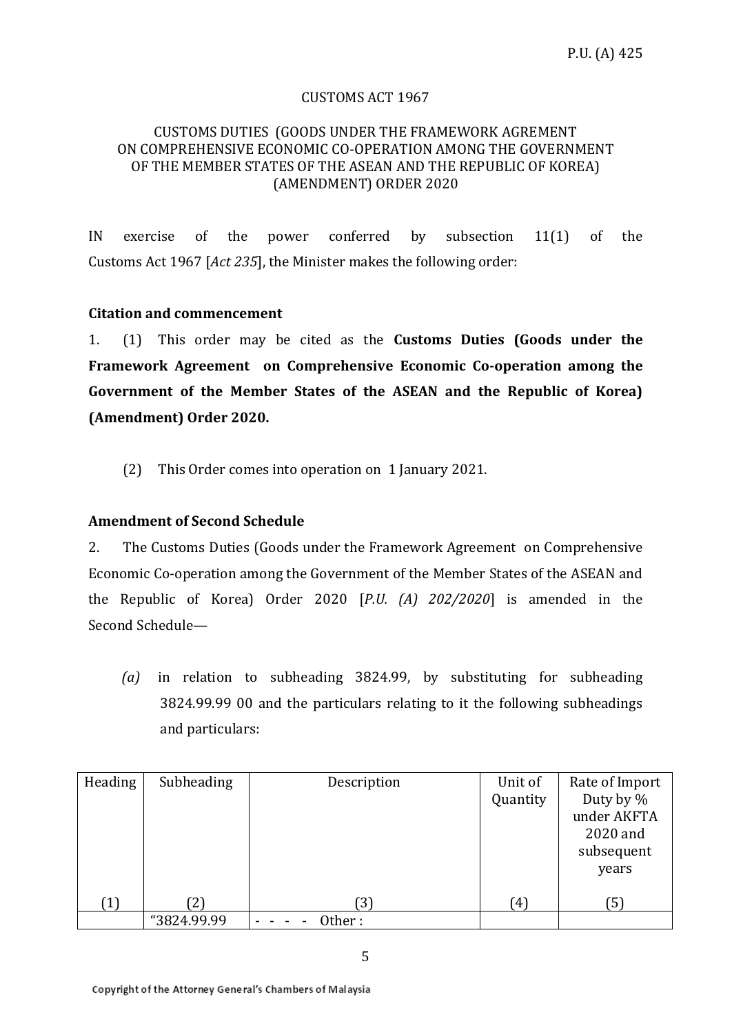P.U. (A) 425

CUSTOMS ACT 1967

CUSTOMS DUTIES (GOODS UNDER THE FRAMEWORK AGREMENT ON COMPREHENSIVE ECONOMIC CO-OPERATION AMONG THE GOVERNMENT OF THE MEMBER STATES OF THE ASEAN AND THE REPUBLIC OF KOREA) (AMENDMENT) ORDER 2020

IN exercise of the power conferred by subsection 11(1) of the Customs Act 1967 [*Act 235*], the Minister makes the following order:

**Citation and commencement**

1. (1) This order may be cited as the **Customs Duties (Goods under the Framework Agreement on Comprehensive Economic Co-operation among the Government of the Member States of the ASEAN and the Republic of Korea) (Amendment) Order 2020.**

(2) This Order comes into operation on 1 January 2021.

**Amendment of Second Schedule**

2. The Customs Duties (Goods under the Framework Agreement on Comprehensive Economic Co-operation among the Government of the Member States of the ASEAN and the Republic of Korea) Order 2020 [*P.U. (A) 202/2020*] is amended in the Second Schedule—

*(a)* in relation to subheading 3824.99, by substituting for subheading 3824.99.99 00 and the particulars relating to it the following subheadings and particulars:

| Heading | Subheading | Description | Unit of Quantity | Rate of Import Duty by % under AKFTA 2020 and subsequent years |
|---|---|---|---|---|
| (1) | (2) | (3) | (4) | (5) |
| | "3824.99.99 | - - - - Other : | | |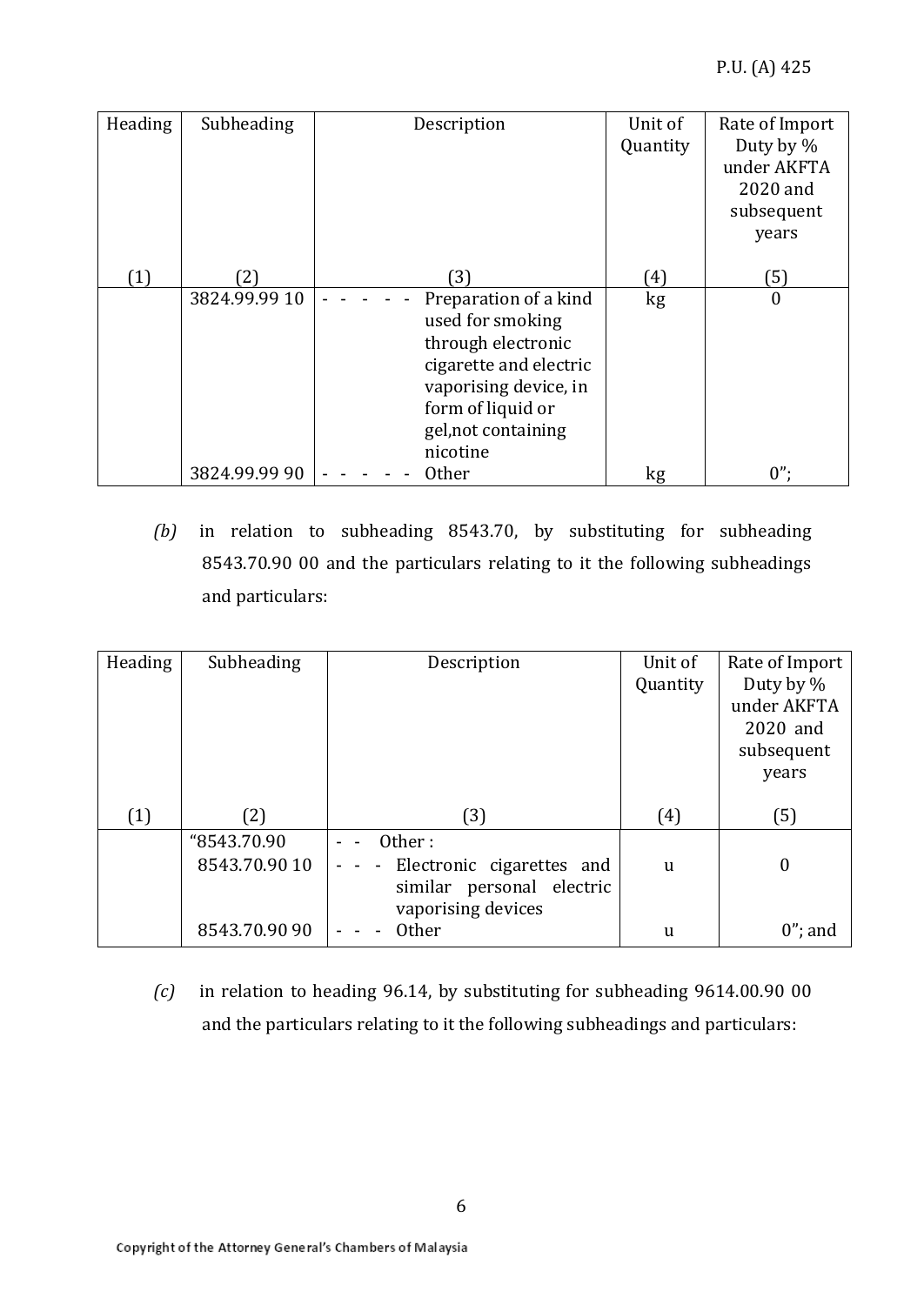| Heading | Subheading | Description | Unit of Quantity | Rate of Import Duty by % under AKFTA 2020 and subsequent years |
|---|---|---|---|---|
| (1) | (2) | (3) | (4) | (5) |
| | 3824.99.99 10 | - - - - - Preparation of a kind used for smoking through electronic cigarette and electric vaporising device, in form of liquid or gel,not containing nicotine | kg | 0 |
| | 3824.99.99 90 | - - - - - Other | kg | 0"; |

*(b)* in relation to subheading 8543.70, by substituting for subheading 8543.70.90 00 and the particulars relating to it the following subheadings and particulars:

| Heading | Subheading | Description | Unit of Quantity | Rate of Import Duty by % under AKFTA 2020 and subsequent years |
|---|---|---|---|---|
| (1) | (2) | (3) | (4) | (5) |
| | "8543.70.90 | - - Other : | | |
| | 8543.70.90 10 | - - - Electronic cigarettes and similar personal electric vaporising devices | u | 0 |
| | 8543.70.90 90 | - - - Other | u | 0"; and |

*(c)* in relation to heading 96.14, by substituting for subheading 9614.00.90 00 and the particulars relating to it the following subheadings and particulars: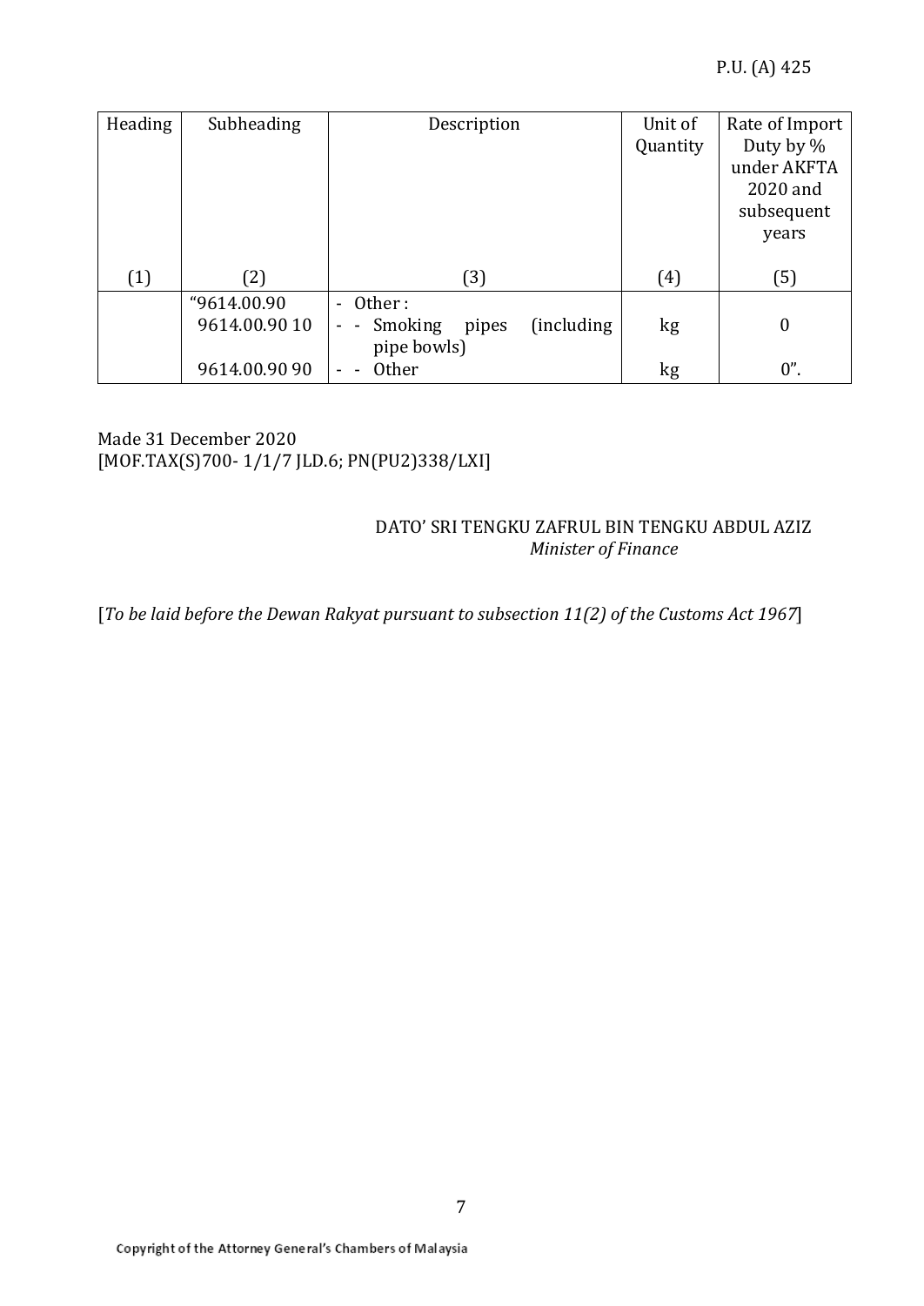| Heading | Subheading | Description | Unit of Quantity | Rate of Import Duty by % under AKFTA 2020 and subsequent years |
|---|---|---|---|---|
| (1) | (2) | (3) | (4) | (5) |
| | "9614.00.90 | - Other : | | |
| | 9614.00.90 10 | - - Smoking pipes (including pipe bowls) | kg | 0 |
| | 9614.00.90 90 | - - Other | kg | 0". |

Made 31 December 2020
[MOF.TAX(S)700- 1/1/7 JLD.6; PN(PU2)338/LXI]

DATO' SRI TENGKU ZAFRUL BIN TENGKU ABDUL AZIZ
*Minister of Finance*

[*To be laid before the Dewan Rakyat pursuant to subsection 11(2) of the Customs Act 1967*]

Copyright of the Attorney General's Chambers of Malaysia